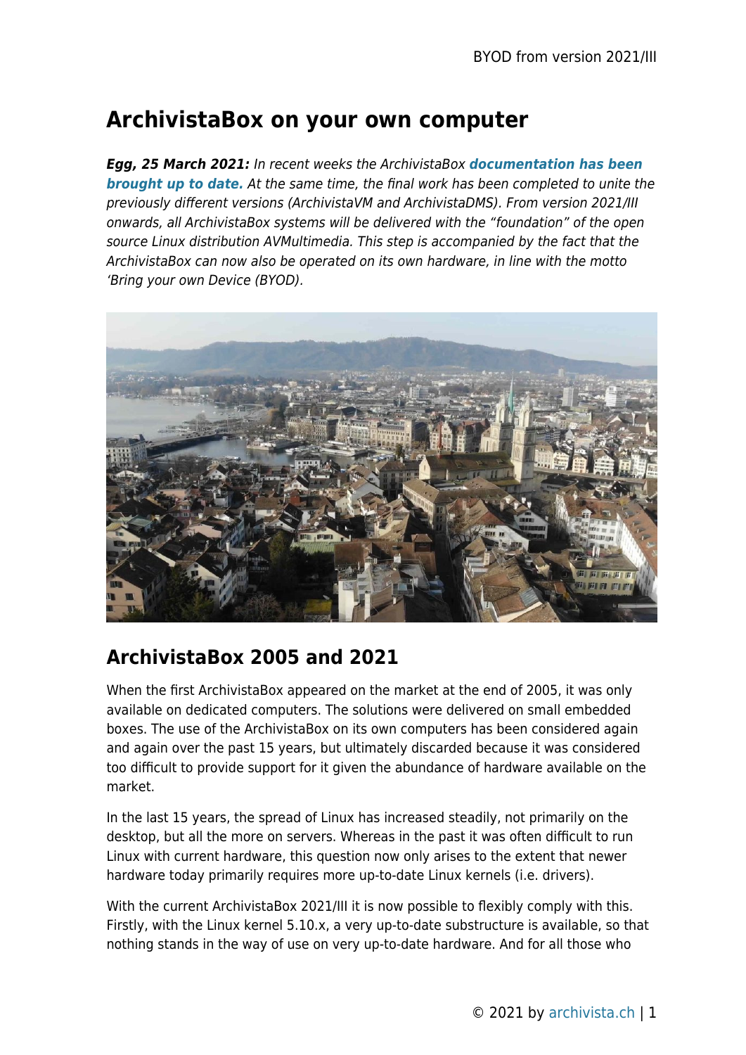# ArchivistaBox on your own computer

***Egg, 25 March 2021:*** *In recent weeks the ArchivistaBox* ***documentation has been brought up to date.*** *At the same time, the final work has been completed to unite the previously different versions (ArchivistaVM and ArchivistaDMS). From version 2021/III onwards, all ArchivistaBox systems will be delivered with the "foundation" of the open source Linux distribution AVMultimedia. This step is accompanied by the fact that the ArchivistaBox can now also be operated on its own hardware, in line with the motto 'Bring your own Device (BYOD).*

## ArchivistaBox 2005 and 2021

When the first ArchivistaBox appeared on the market at the end of 2005, it was only available on dedicated computers. The solutions were delivered on small embedded boxes. The use of the ArchivistaBox on its own computers has been considered again and again over the past 15 years, but ultimately discarded because it was considered too difficult to provide support for it given the abundance of hardware available on the market.

In the last 15 years, the spread of Linux has increased steadily, not primarily on the desktop, but all the more on servers. Whereas in the past it was often difficult to run Linux with current hardware, this question now only arises to the extent that newer hardware today primarily requires more up-to-date Linux kernels (i.e. drivers).

With the current ArchivistaBox 2021/III it is now possible to flexibly comply with this. Firstly, with the Linux kernel 5.10.x, a very up-to-date substructure is available, so that nothing stands in the way of use on very up-to-date hardware. And for all those who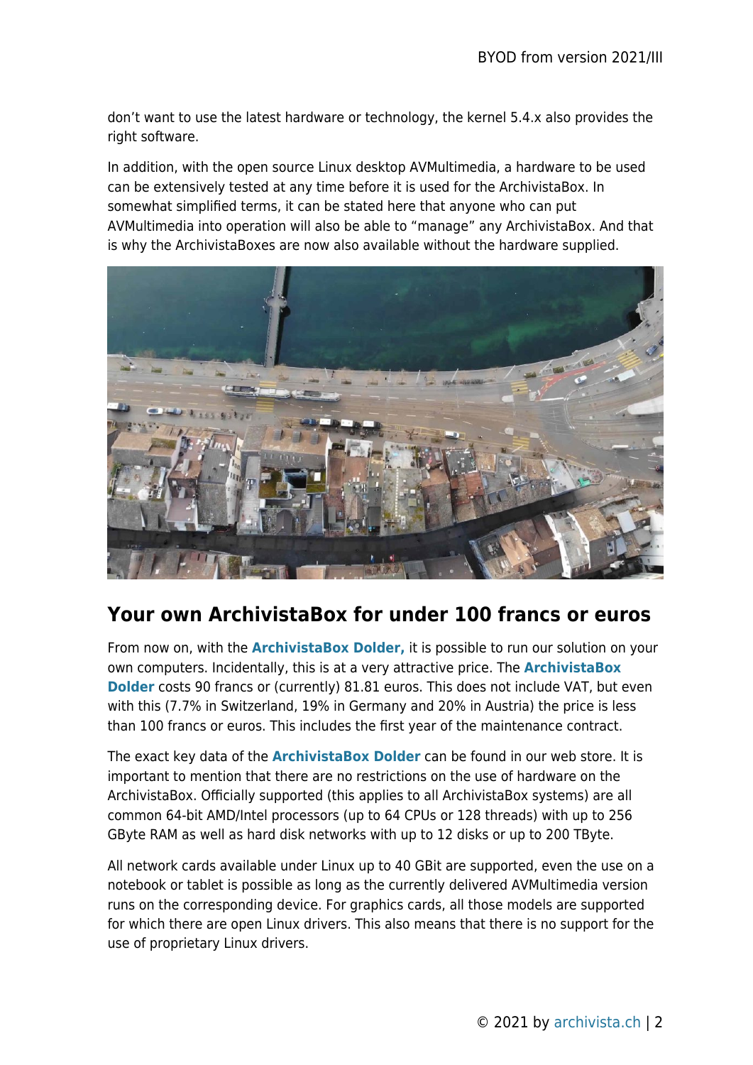don't want to use the latest hardware or technology, the kernel 5.4.x also provides the right software.

In addition, with the open source Linux desktop AVMultimedia, a hardware to be used can be extensively tested at any time before it is used for the ArchivistaBox. In somewhat simplified terms, it can be stated here that anyone who can put AVMultimedia into operation will also be able to "manage" any ArchivistaBox. And that is why the ArchivistaBoxes are now also available without the hardware supplied.

## Your own ArchivistaBox for under 100 francs or euros

From now on, with the **ArchivistaBox Dolder,** it is possible to run our solution on your own computers. Incidentally, this is at a very attractive price. The **ArchivistaBox Dolder** costs 90 francs or (currently) 81.81 euros. This does not include VAT, but even with this (7.7% in Switzerland, 19% in Germany and 20% in Austria) the price is less than 100 francs or euros. This includes the first year of the maintenance contract.

The exact key data of the **ArchivistaBox Dolder** can be found in our web store. It is important to mention that there are no restrictions on the use of hardware on the ArchivistaBox. Officially supported (this applies to all ArchivistaBox systems) are all common 64-bit AMD/Intel processors (up to 64 CPUs or 128 threads) with up to 256 GByte RAM as well as hard disk networks with up to 12 disks or up to 200 TByte.

All network cards available under Linux up to 40 GBit are supported, even the use on a notebook or tablet is possible as long as the currently delivered AVMultimedia version runs on the corresponding device. For graphics cards, all those models are supported for which there are open Linux drivers. This also means that there is no support for the use of proprietary Linux drivers.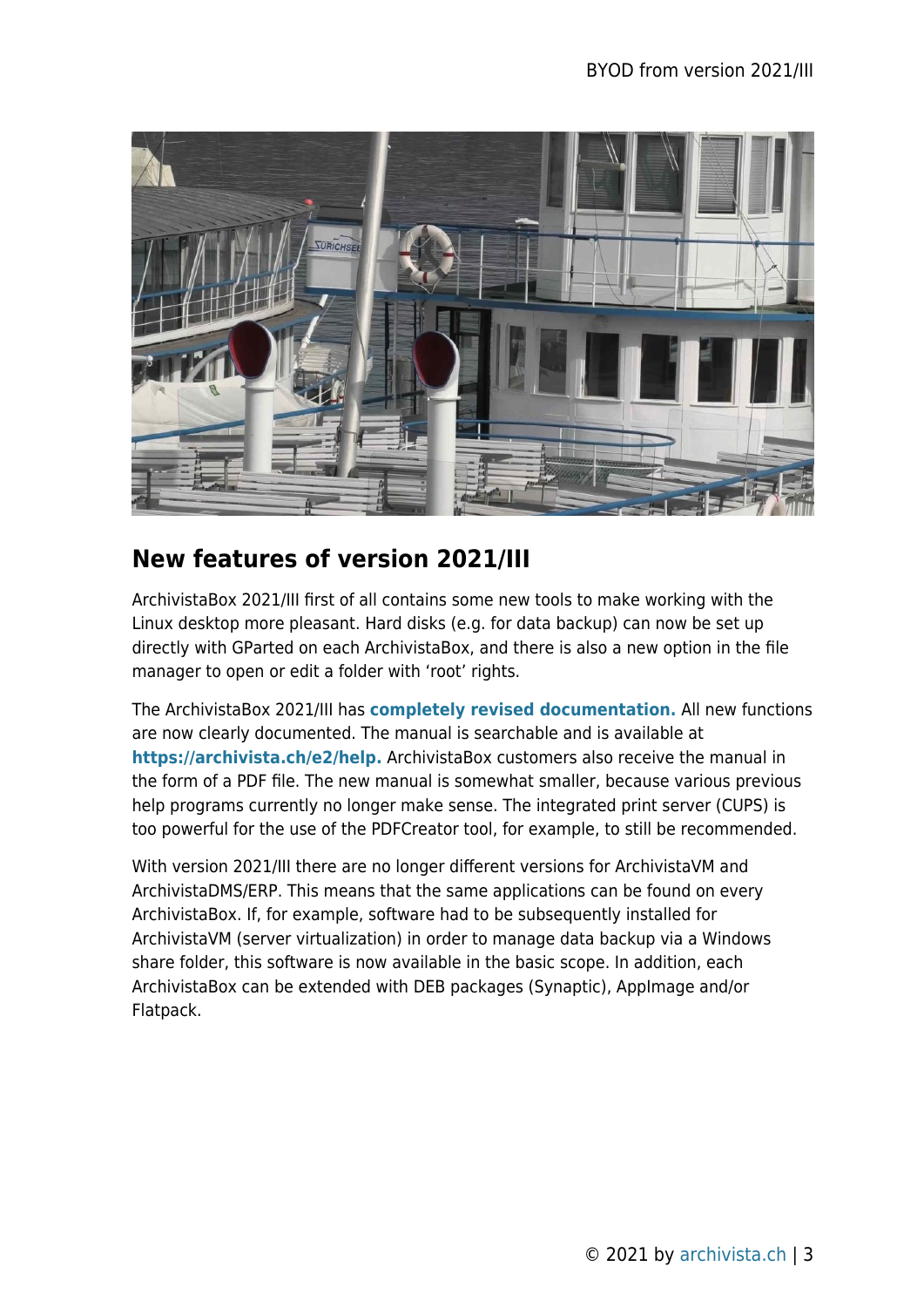## New features of version 2021/III

ArchivistaBox 2021/III first of all contains some new tools to make working with the Linux desktop more pleasant. Hard disks (e.g. for data backup) can now be set up directly with GParted on each ArchivistaBox, and there is also a new option in the file manager to open or edit a folder with 'root' rights.

The ArchivistaBox 2021/III has **completely revised documentation.** All new functions are now clearly documented. The manual is searchable and is available at **https://archivista.ch/e2/help.** ArchivistaBox customers also receive the manual in the form of a PDF file. The new manual is somewhat smaller, because various previous help programs currently no longer make sense. The integrated print server (CUPS) is too powerful for the use of the PDFCreator tool, for example, to still be recommended.

With version 2021/III there are no longer different versions for ArchivistaVM and ArchivistaDMS/ERP. This means that the same applications can be found on every ArchivistaBox. If, for example, software had to be subsequently installed for ArchivistaVM (server virtualization) in order to manage data backup via a Windows share folder, this software is now available in the basic scope. In addition, each ArchivistaBox can be extended with DEB packages (Synaptic), AppImage and/or Flatpack.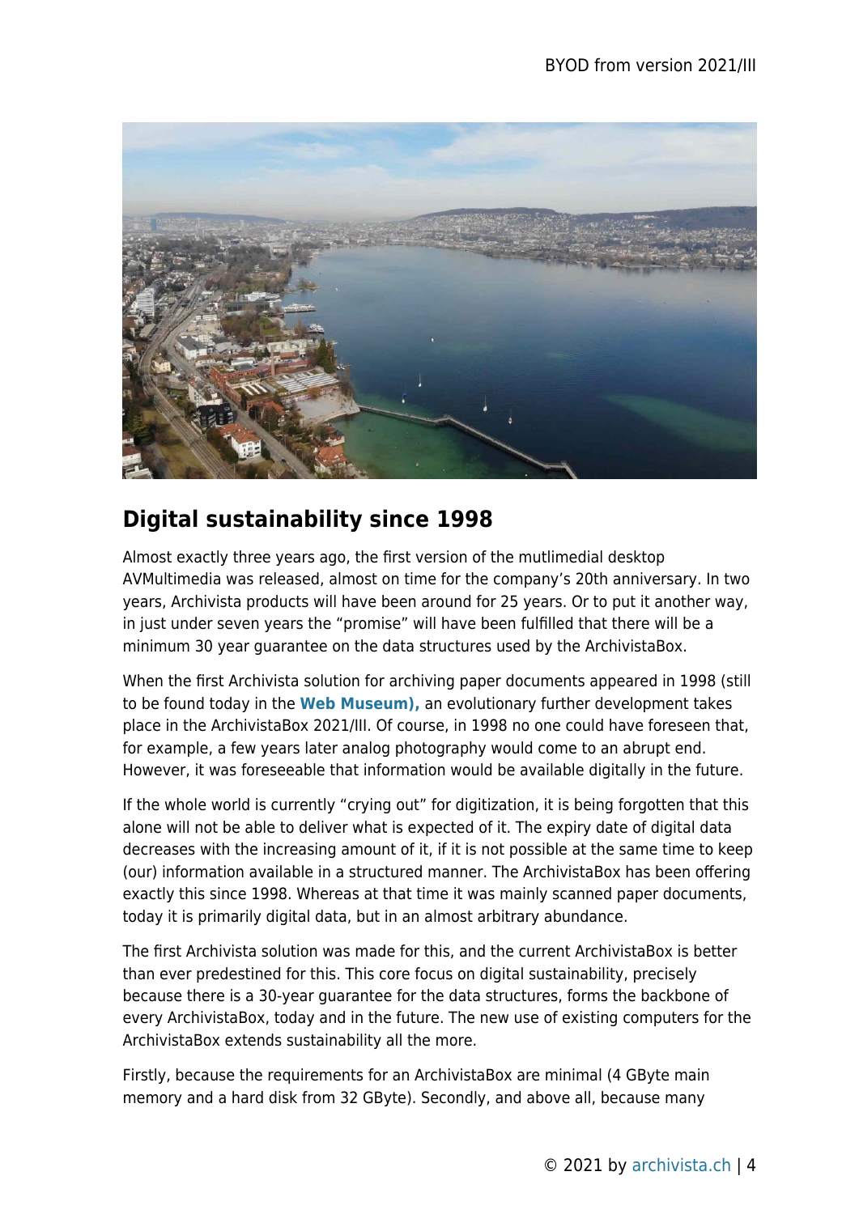## Digital sustainability since 1998

Almost exactly three years ago, the first version of the mutlimedial desktop AVMultimedia was released, almost on time for the company's 20th anniversary. In two years, Archivista products will have been around for 25 years. Or to put it another way, in just under seven years the "promise" will have been fulfilled that there will be a minimum 30 year guarantee on the data structures used by the ArchivistaBox.

When the first Archivista solution for archiving paper documents appeared in 1998 (still to be found today in the **Web Museum),** an evolutionary further development takes place in the ArchivistaBox 2021/III. Of course, in 1998 no one could have foreseen that, for example, a few years later analog photography would come to an abrupt end. However, it was foreseeable that information would be available digitally in the future.

If the whole world is currently "crying out" for digitization, it is being forgotten that this alone will not be able to deliver what is expected of it. The expiry date of digital data decreases with the increasing amount of it, if it is not possible at the same time to keep (our) information available in a structured manner. The ArchivistaBox has been offering exactly this since 1998. Whereas at that time it was mainly scanned paper documents, today it is primarily digital data, but in an almost arbitrary abundance.

The first Archivista solution was made for this, and the current ArchivistaBox is better than ever predestined for this. This core focus on digital sustainability, precisely because there is a 30-year guarantee for the data structures, forms the backbone of every ArchivistaBox, today and in the future. The new use of existing computers for the ArchivistaBox extends sustainability all the more.

Firstly, because the requirements for an ArchivistaBox are minimal (4 GByte main memory and a hard disk from 32 GByte). Secondly, and above all, because many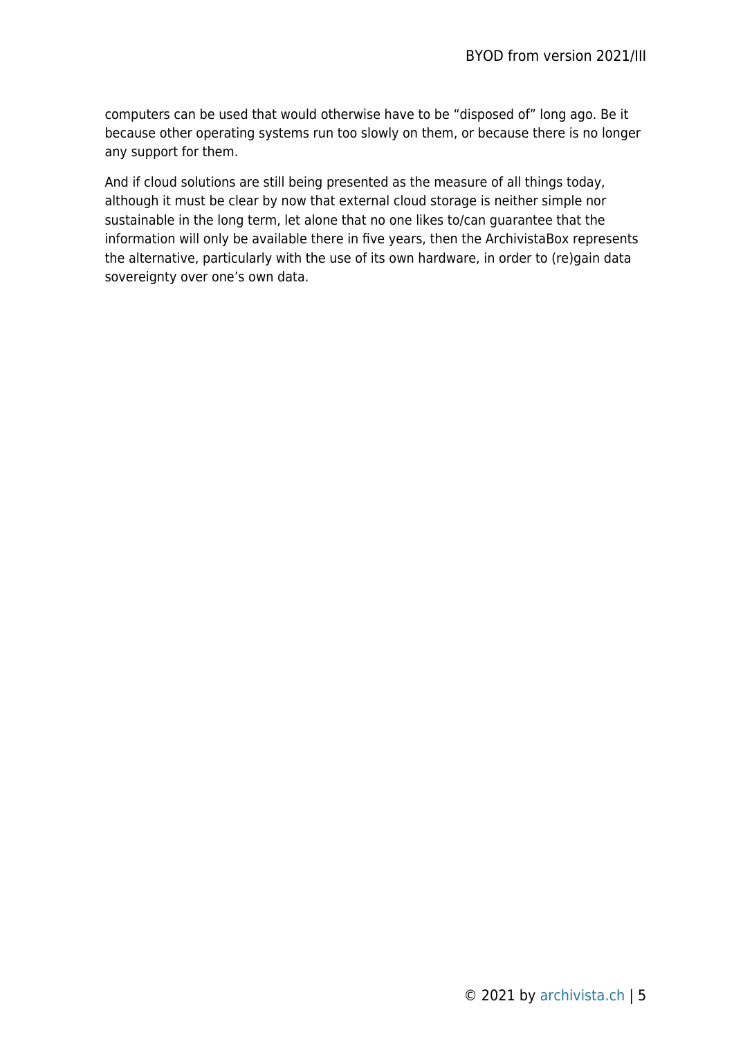computers can be used that would otherwise have to be "disposed of" long ago. Be it because other operating systems run too slowly on them, or because there is no longer any support for them.

And if cloud solutions are still being presented as the measure of all things today, although it must be clear by now that external cloud storage is neither simple nor sustainable in the long term, let alone that no one likes to/can guarantee that the information will only be available there in five years, then the ArchivistaBox represents the alternative, particularly with the use of its own hardware, in order to (re)gain data sovereignty over one's own data.